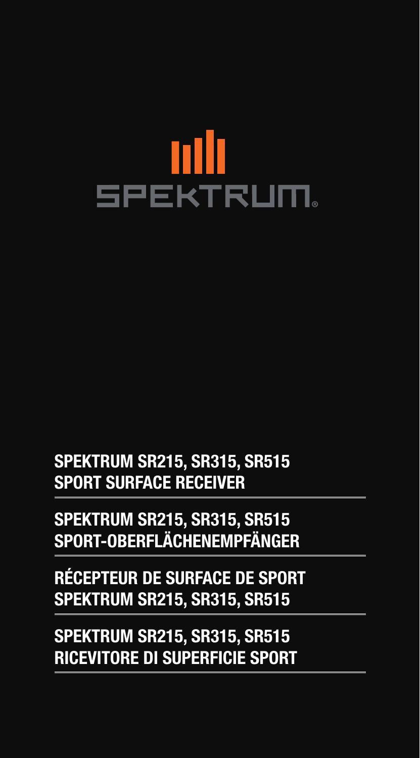SPEKTRUM

# SPEKTRUM SR215, SR315, SR515 SPORT SURFACE RECEIVER

# SPEKTRUM SR215, SR315, SR515 SPORT-OBERFLÄCHENEMPFÄNGER

# RÉCEPTEUR DE SURFACE DE SPORT SPEKTRUM SR215, SR315, SR515

# SPEKTRUM SR215, SR315, SR515 RICEVITORE DI SUPERFICIE SPORT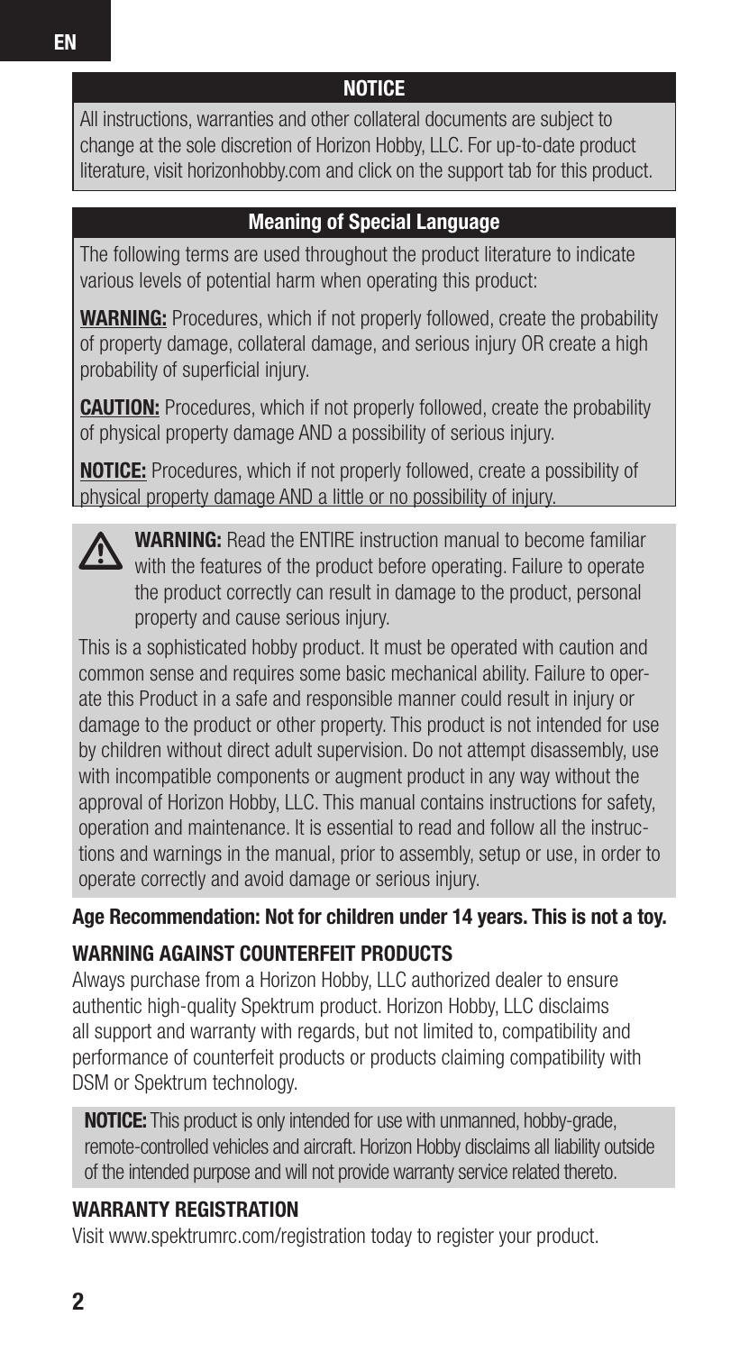## NOTICE

All instructions, warranties and other collateral documents are subject to change at the sole discretion of Horizon Hobby, LLC. For up-to-date product literature, visit horizonhobby.com and click on the support tab for this product.

## Meaning of Special Language

The following terms are used throughout the product literature to indicate various levels of potential harm when operating this product:

**WARNING:** Procedures, which if not properly followed, create the probability of property damage, collateral damage, and serious injury OR create a high probability of superficial injury.

**CAUTION:** Procedures, which if not properly followed, create the probability of physical property damage AND a possibility of serious injury.

**NOTICE:** Procedures, which if not properly followed, create a possibility of physical property damage AND a little or no possibility of injury.

**WARNING:** Read the ENTIRE instruction manual to become familiar with the features of the product before operating. Failure to operate the product correctly can result in damage to the product, personal property and cause serious injury.

This is a sophisticated hobby product. It must be operated with caution and common sense and requires some basic mechanical ability. Failure to operate this Product in a safe and responsible manner could result in injury or damage to the product or other property. This product is not intended for use by children without direct adult supervision. Do not attempt disassembly, use with incompatible components or augment product in any way without the approval of Horizon Hobby, LLC. This manual contains instructions for safety, operation and maintenance. It is essential to read and follow all the instructions and warnings in the manual, prior to assembly, setup or use, in order to operate correctly and avoid damage or serious injury.

**Age Recommendation: Not for children under 14 years. This is not a toy.**

### WARNING AGAINST COUNTERFEIT PRODUCTS

Always purchase from a Horizon Hobby, LLC authorized dealer to ensure authentic high-quality Spektrum product. Horizon Hobby, LLC disclaims all support and warranty with regards, but not limited to, compatibility and performance of counterfeit products or products claiming compatibility with DSM or Spektrum technology.

**NOTICE:** This product is only intended for use with unmanned, hobby-grade, remote-controlled vehicles and aircraft. Horizon Hobby disclaims all liability outside of the intended purpose and will not provide warranty service related thereto.

### WARRANTY REGISTRATION

Visit www.spektrumrc.com/registration today to register your product.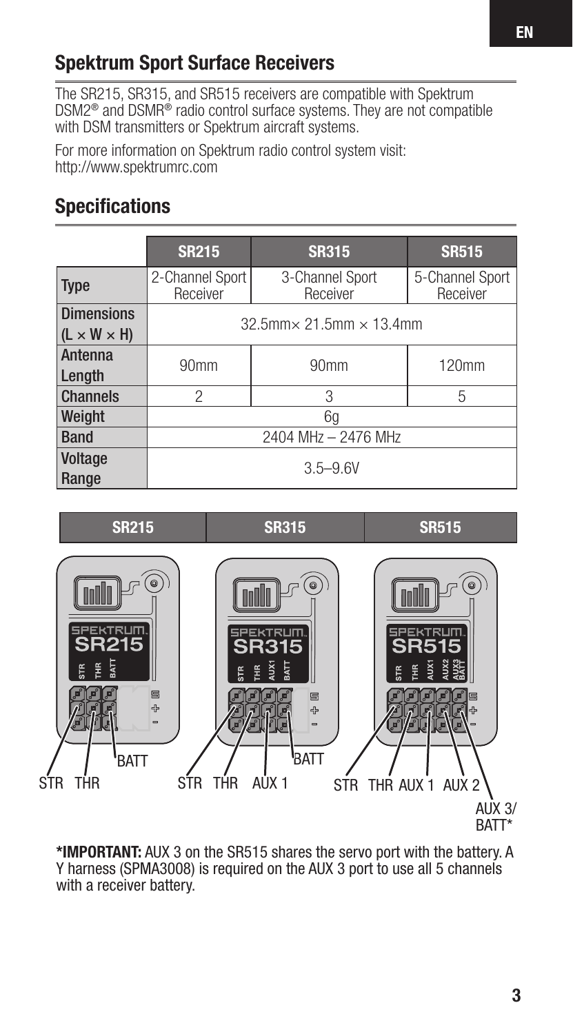## Spektrum Sport Surface Receivers

The SR215, SR315, and SR515 receivers are compatible with Spektrum DSM2® and DSMR® radio control surface systems. They are not compatible with DSM transmitters or Spektrum aircraft systems.

For more information on Spektrum radio control system visit: http://www.spektrumrc.com

## Specifications

| | SR215 | SR315 | SR515 |
|---|---|---|---|
| Type | 2-Channel Sport Receiver | 3-Channel Sport Receiver | 5-Channel Sport Receiver |
| Dimensions (L × W × H) | 32.5mm× 21.5mm × 13.4mm | | |
| Antenna Length | 90mm | 90mm | 120mm |
| Channels | 2 | 3 | 5 |
| Weight | 6g | | |
| Band | 2404 MHz – 2476 MHz | | |
| Voltage Range | 3.5–9.6V | | |

| SR215 | SR315 | SR515 |
|---|---|---|
| STR, THR, BATT | STR, THR, AUX 1, BATT | STR, THR, AUX 1, AUX 2, AUX 3/BATT* |

***IMPORTANT:** AUX 3 on the SR515 shares the servo port with the battery. A Y harness (SPMA3008) is required on the AUX 3 port to use all 5 channels with a receiver battery.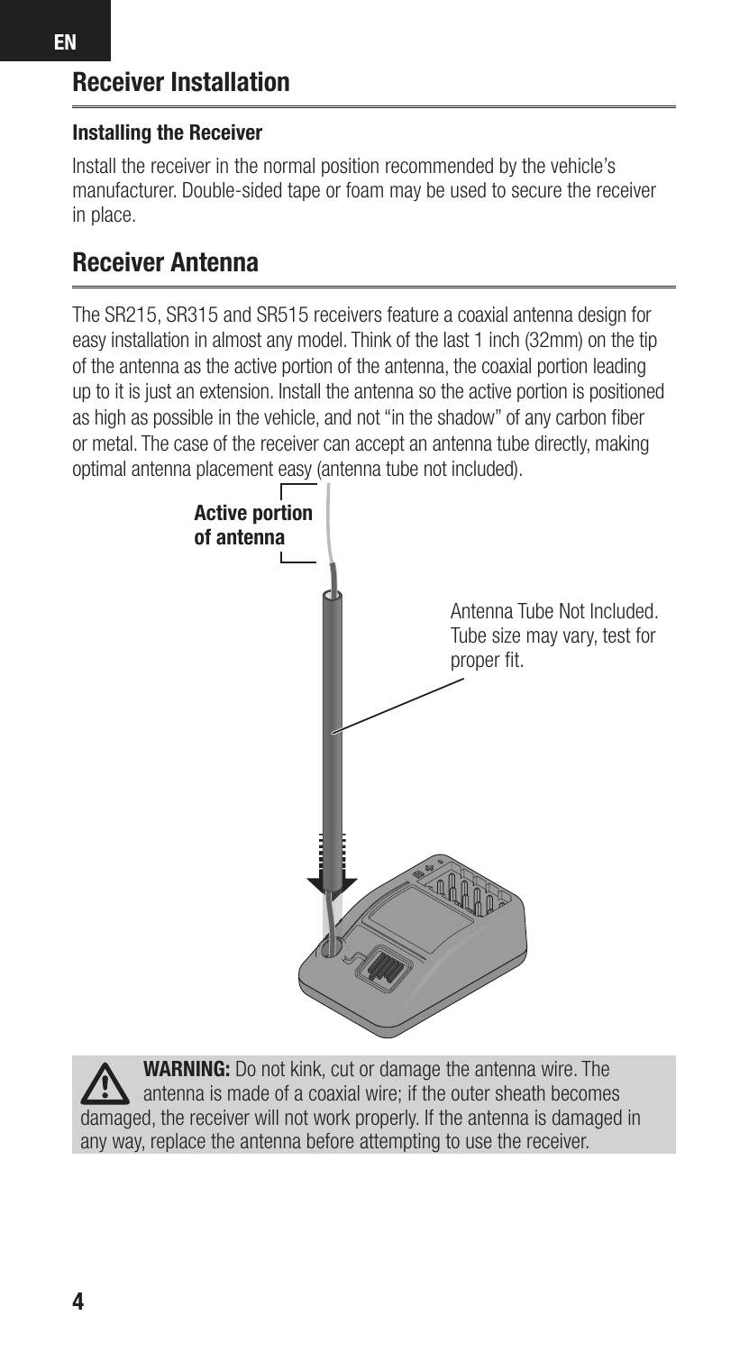## Receiver Installation

### Installing the Receiver

Install the receiver in the normal position recommended by the vehicle's manufacturer. Double-sided tape or foam may be used to secure the receiver in place.

## Receiver Antenna

The SR215, SR315 and SR515 receivers feature a coaxial antenna design for easy installation in almost any model. Think of the last 1 inch (32mm) on the tip of the antenna as the active portion of the antenna, the coaxial portion leading up to it is just an extension. Install the antenna so the active portion is positioned as high as possible in the vehicle, and not "in the shadow" of any carbon fiber or metal. The case of the receiver can accept an antenna tube directly, making optimal antenna placement easy (antenna tube not included).

**Active portion of antenna**

Antenna Tube Not Included. Tube size may vary, test for proper fit.

**WARNING:** Do not kink, cut or damage the antenna wire. The antenna is made of a coaxial wire; if the outer sheath becomes damaged, the receiver will not work properly. If the antenna is damaged in any way, replace the antenna before attempting to use the receiver.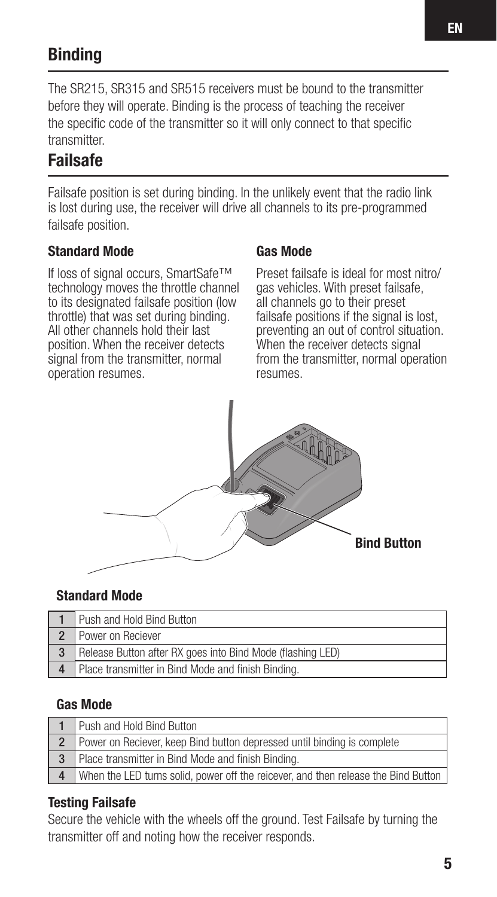## Binding

The SR215, SR315 and SR515 receivers must be bound to the transmitter before they will operate. Binding is the process of teaching the receiver the specific code of the transmitter so it will only connect to that specific transmitter.

## Failsafe

Failsafe position is set during binding. In the unlikely event that the radio link is lost during use, the receiver will drive all channels to its pre-programmed failsafe position.

### Standard Mode

If loss of signal occurs, SmartSafe™ technology moves the throttle channel to its designated failsafe position (low throttle) that was set during binding. All other channels hold their last position. When the receiver detects signal from the transmitter, normal operation resumes.

### Gas Mode

Preset failsafe is ideal for most nitro/gas vehicles. With preset failsafe, all channels go to their preset failsafe positions if the signal is lost, preventing an out of control situation. When the receiver detects signal from the transmitter, normal operation resumes.

**Bind Button**

### Standard Mode

| | |
|---|---|
| 1 | Push and Hold Bind Button |
| 2 | Power on Reciever |
| 3 | Release Button after RX goes into Bind Mode (flashing LED) |
| 4 | Place transmitter in Bind Mode and finish Binding. |

### Gas Mode

| | |
|---|---|
| 1 | Push and Hold Bind Button |
| 2 | Power on Reciever, keep Bind button depressed until binding is complete |
| 3 | Place transmitter in Bind Mode and finish Binding. |
| 4 | When the LED turns solid, power off the reicever, and then release the Bind Button |

### Testing Failsafe

Secure the vehicle with the wheels off the ground. Test Failsafe by turning the transmitter off and noting how the receiver responds.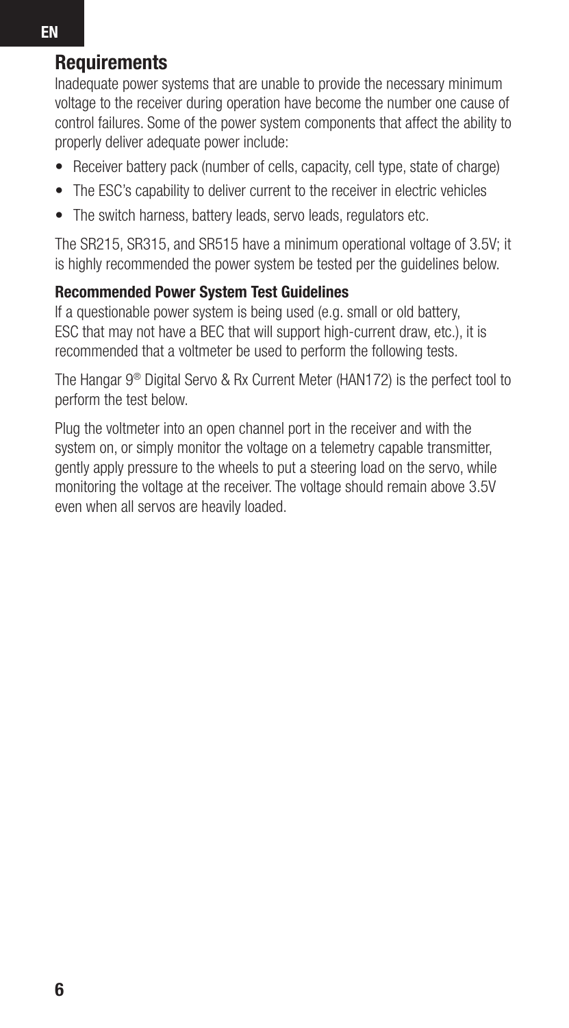## Requirements

Inadequate power systems that are unable to provide the necessary minimum voltage to the receiver during operation have become the number one cause of control failures. Some of the power system components that affect the ability to properly deliver adequate power include:

- Receiver battery pack (number of cells, capacity, cell type, state of charge)
- The ESC's capability to deliver current to the receiver in electric vehicles
- The switch harness, battery leads, servo leads, regulators etc.

The SR215, SR315, and SR515 have a minimum operational voltage of 3.5V; it is highly recommended the power system be tested per the guidelines below.

### Recommended Power System Test Guidelines

If a questionable power system is being used (e.g. small or old battery, ESC that may not have a BEC that will support high-current draw, etc.), it is recommended that a voltmeter be used to perform the following tests.

The Hangar 9® Digital Servo & Rx Current Meter (HAN172) is the perfect tool to perform the test below.

Plug the voltmeter into an open channel port in the receiver and with the system on, or simply monitor the voltage on a telemetry capable transmitter, gently apply pressure to the wheels to put a steering load on the servo, while monitoring the voltage at the receiver. The voltage should remain above 3.5V even when all servos are heavily loaded.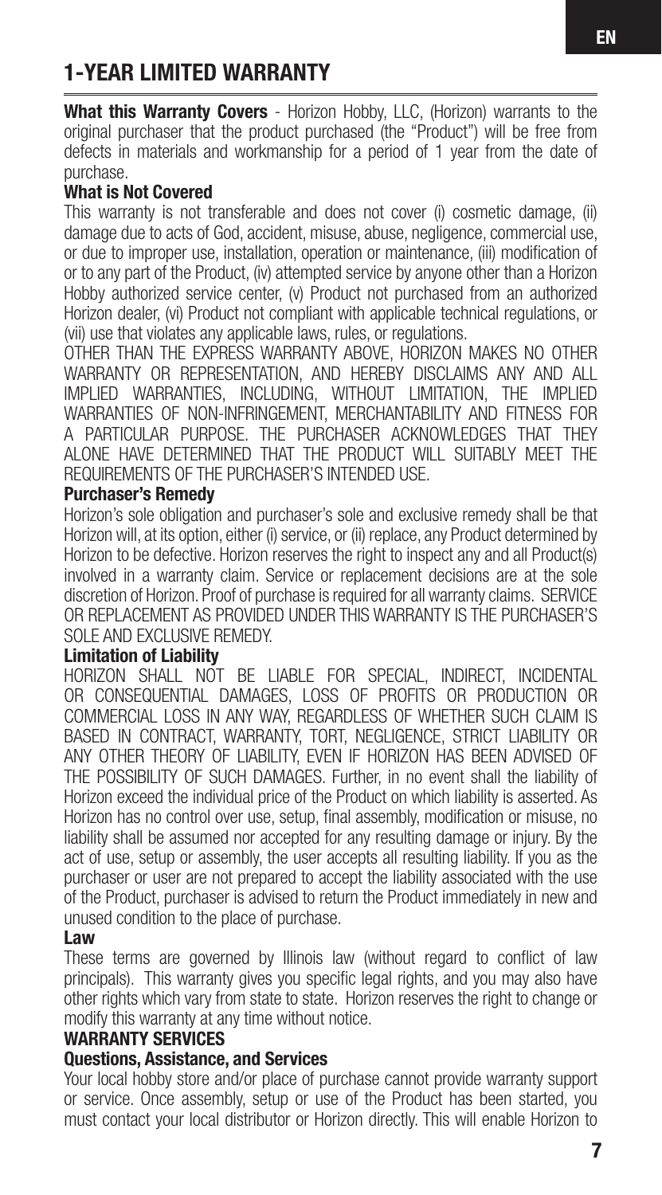## 1-YEAR LIMITED WARRANTY

**What this Warranty Covers** - Horizon Hobby, LLC, (Horizon) warrants to the original purchaser that the product purchased (the "Product") will be free from defects in materials and workmanship for a period of 1 year from the date of purchase.

### What is Not Covered

This warranty is not transferable and does not cover (i) cosmetic damage, (ii) damage due to acts of God, accident, misuse, abuse, negligence, commercial use, or due to improper use, installation, operation or maintenance, (iii) modification of or to any part of the Product, (iv) attempted service by anyone other than a Horizon Hobby authorized service center, (v) Product not purchased from an authorized Horizon dealer, (vi) Product not compliant with applicable technical regulations, or (vii) use that violates any applicable laws, rules, or regulations.

OTHER THAN THE EXPRESS WARRANTY ABOVE, HORIZON MAKES NO OTHER WARRANTY OR REPRESENTATION, AND HEREBY DISCLAIMS ANY AND ALL IMPLIED WARRANTIES, INCLUDING, WITHOUT LIMITATION, THE IMPLIED WARRANTIES OF NON-INFRINGEMENT, MERCHANTABILITY AND FITNESS FOR A PARTICULAR PURPOSE. THE PURCHASER ACKNOWLEDGES THAT THEY ALONE HAVE DETERMINED THAT THE PRODUCT WILL SUITABLY MEET THE REQUIREMENTS OF THE PURCHASER'S INTENDED USE.

### Purchaser's Remedy

Horizon's sole obligation and purchaser's sole and exclusive remedy shall be that Horizon will, at its option, either (i) service, or (ii) replace, any Product determined by Horizon to be defective. Horizon reserves the right to inspect any and all Product(s) involved in a warranty claim. Service or replacement decisions are at the sole discretion of Horizon. Proof of purchase is required for all warranty claims. SERVICE OR REPLACEMENT AS PROVIDED UNDER THIS WARRANTY IS THE PURCHASER'S SOLE AND EXCLUSIVE REMEDY.

### Limitation of Liability

HORIZON SHALL NOT BE LIABLE FOR SPECIAL, INDIRECT, INCIDENTAL OR CONSEQUENTIAL DAMAGES, LOSS OF PROFITS OR PRODUCTION OR COMMERCIAL LOSS IN ANY WAY, REGARDLESS OF WHETHER SUCH CLAIM IS BASED IN CONTRACT, WARRANTY, TORT, NEGLIGENCE, STRICT LIABILITY OR ANY OTHER THEORY OF LIABILITY, EVEN IF HORIZON HAS BEEN ADVISED OF THE POSSIBILITY OF SUCH DAMAGES. Further, in no event shall the liability of Horizon exceed the individual price of the Product on which liability is asserted. As Horizon has no control over use, setup, final assembly, modification or misuse, no liability shall be assumed nor accepted for any resulting damage or injury. By the act of use, setup or assembly, the user accepts all resulting liability. If you as the purchaser or user are not prepared to accept the liability associated with the use of the Product, purchaser is advised to return the Product immediately in new and unused condition to the place of purchase.

### Law

These terms are governed by Illinois law (without regard to conflict of law principals). This warranty gives you specific legal rights, and you may also have other rights which vary from state to state. Horizon reserves the right to change or modify this warranty at any time without notice.

### WARRANTY SERVICES

### Questions, Assistance, and Services

Your local hobby store and/or place of purchase cannot provide warranty support or service. Once assembly, setup or use of the Product has been started, you must contact your local distributor or Horizon directly. This will enable Horizon to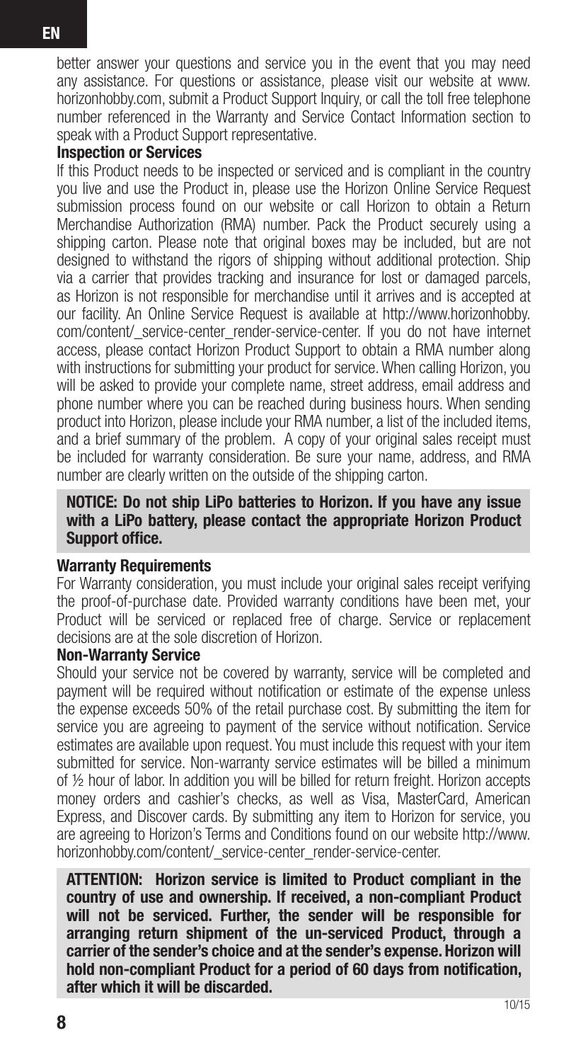better answer your questions and service you in the event that you may need any assistance. For questions or assistance, please visit our website at www.horizonhobby.com, submit a Product Support Inquiry, or call the toll free telephone number referenced in the Warranty and Service Contact Information section to speak with a Product Support representative.

**Inspection or Services**

If this Product needs to be inspected or serviced and is compliant in the country you live and use the Product in, please use the Horizon Online Service Request submission process found on our website or call Horizon to obtain a Return Merchandise Authorization (RMA) number. Pack the Product securely using a shipping carton. Please note that original boxes may be included, but are not designed to withstand the rigors of shipping without additional protection. Ship via a carrier that provides tracking and insurance for lost or damaged parcels, as Horizon is not responsible for merchandise until it arrives and is accepted at our facility. An Online Service Request is available at http://www.horizonhobby.com/content/_service-center_render-service-center. If you do not have internet access, please contact Horizon Product Support to obtain a RMA number along with instructions for submitting your product for service. When calling Horizon, you will be asked to provide your complete name, street address, email address and phone number where you can be reached during business hours. When sending product into Horizon, please include your RMA number, a list of the included items, and a brief summary of the problem. A copy of your original sales receipt must be included for warranty consideration. Be sure your name, address, and RMA number are clearly written on the outside of the shipping carton.

**NOTICE: Do not ship LiPo batteries to Horizon. If you have any issue with a LiPo battery, please contact the appropriate Horizon Product Support office.**

**Warranty Requirements**

For Warranty consideration, you must include your original sales receipt verifying the proof-of-purchase date. Provided warranty conditions have been met, your Product will be serviced or replaced free of charge. Service or replacement decisions are at the sole discretion of Horizon.

**Non-Warranty Service**

Should your service not be covered by warranty, service will be completed and payment will be required without notification or estimate of the expense unless the expense exceeds 50% of the retail purchase cost. By submitting the item for service you are agreeing to payment of the service without notification. Service estimates are available upon request. You must include this request with your item submitted for service. Non-warranty service estimates will be billed a minimum of ½ hour of labor. In addition you will be billed for return freight. Horizon accepts money orders and cashier's checks, as well as Visa, MasterCard, American Express, and Discover cards. By submitting any item to Horizon for service, you are agreeing to Horizon's Terms and Conditions found on our website http://www.horizonhobby.com/content/_service-center_render-service-center.

**ATTENTION: Horizon service is limited to Product compliant in the country of use and ownership. If received, a non-compliant Product will not be serviced. Further, the sender will be responsible for arranging return shipment of the un-serviced Product, through a carrier of the sender's choice and at the sender's expense. Horizon will hold non-compliant Product for a period of 60 days from notification, after which it will be discarded.**

10/15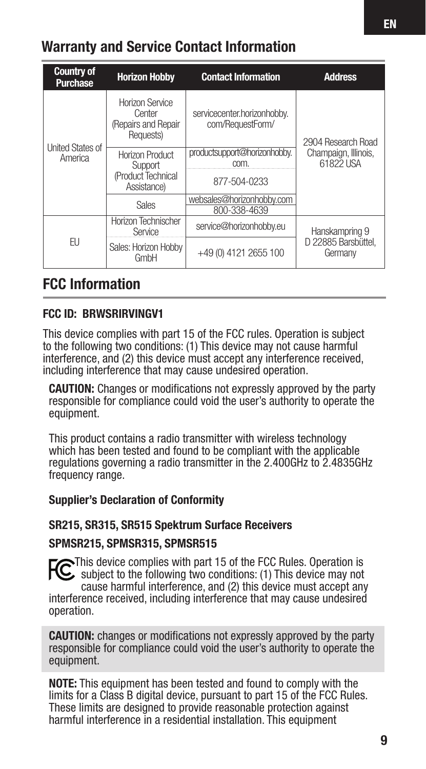## Warranty and Service Contact Information

| Country of Purchase | Horizon Hobby | Contact Information | Address |
|---|---|---|---|
| United States of America | Horizon Service Center (Repairs and Repair Requests) | servicecenter.horizonhobby.com/RequestForm/ | 2904 Research Road Champaign, Illinois, 61822 USA |
| | Horizon Product Support (Product Technical Assistance) | productsupport@horizonhobby.com. | |
| | | 877-504-0233 | |
| | Sales | websales@horizonhobby.com | |
| | | 800-338-4639 | |
| EU | Horizon Technischer Service | service@horizonhobby.eu | Hanskampring 9 D 22885 Barsbüttel, Germany |
| | Sales: Horizon Hobby GmbH | +49 (0) 4121 2655 100 | |

## FCC Information

**FCC ID: BRWSRIRVINGV1**

This device complies with part 15 of the FCC rules. Operation is subject to the following two conditions: (1) This device may not cause harmful interference, and (2) this device must accept any interference received, including interference that may cause undesired operation.

**CAUTION:** Changes or modifications not expressly approved by the party responsible for compliance could void the user's authority to operate the equipment.

This product contains a radio transmitter with wireless technology which has been tested and found to be compliant with the applicable regulations governing a radio transmitter in the 2.400GHz to 2.4835GHz frequency range.

**Supplier's Declaration of Conformity**

**SR215, SR315, SR515 Spektrum Surface Receivers**

**SPMSR215, SPMSR315, SPMSR515**

This device complies with part 15 of the FCC Rules. Operation is subject to the following two conditions: (1) This device may not cause harmful interference, and (2) this device must accept any interference received, including interference that may cause undesired operation.

**CAUTION:** changes or modifications not expressly approved by the party responsible for compliance could void the user's authority to operate the equipment.

**NOTE:** This equipment has been tested and found to comply with the limits for a Class B digital device, pursuant to part 15 of the FCC Rules. These limits are designed to provide reasonable protection against harmful interference in a residential installation. This equipment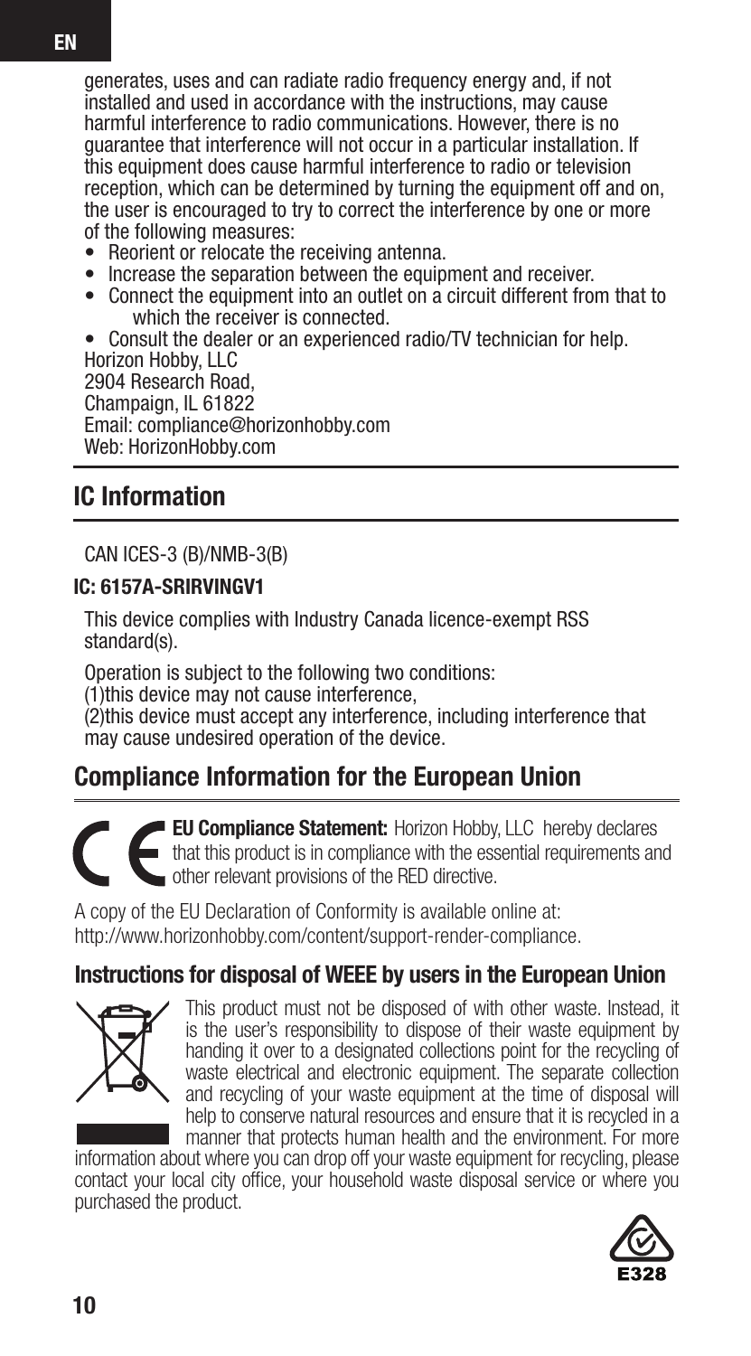generates, uses and can radiate radio frequency energy and, if not installed and used in accordance with the instructions, may cause harmful interference to radio communications. However, there is no guarantee that interference will not occur in a particular installation. If this equipment does cause harmful interference to radio or television reception, which can be determined by turning the equipment off and on, the user is encouraged to try to correct the interference by one or more of the following measures:

- Reorient or relocate the receiving antenna.
- Increase the separation between the equipment and receiver.
- Connect the equipment into an outlet on a circuit different from that to which the receiver is connected.
- Consult the dealer or an experienced radio/TV technician for help.

Horizon Hobby, LLC
2904 Research Road,
Champaign, IL 61822
Email: compliance@horizonhobby.com
Web: HorizonHobby.com

## IC Information

CAN ICES-3 (B)/NMB-3(B)

**IC: 6157A-SRIRVINGV1**

This device complies with Industry Canada licence-exempt RSS standard(s).

Operation is subject to the following two conditions:
(1)this device may not cause interference,
(2)this device must accept any interference, including interference that may cause undesired operation of the device.

## Compliance Information for the European Union

**EU Compliance Statement:** Horizon Hobby, LLC hereby declares that this product is in compliance with the essential requirements and other relevant provisions of the RED directive.

A copy of the EU Declaration of Conformity is available online at: http://www.horizonhobby.com/content/support-render-compliance.

### Instructions for disposal of WEEE by users in the European Union

This product must not be disposed of with other waste. Instead, it is the user's responsibility to dispose of their waste equipment by handing it over to a designated collections point for the recycling of waste electrical and electronic equipment. The separate collection and recycling of your waste equipment at the time of disposal will help to conserve natural resources and ensure that it is recycled in a manner that protects human health and the environment. For more information about where you can drop off your waste equipment for recycling, please contact your local city office, your household waste disposal service or where you purchased the product.

E328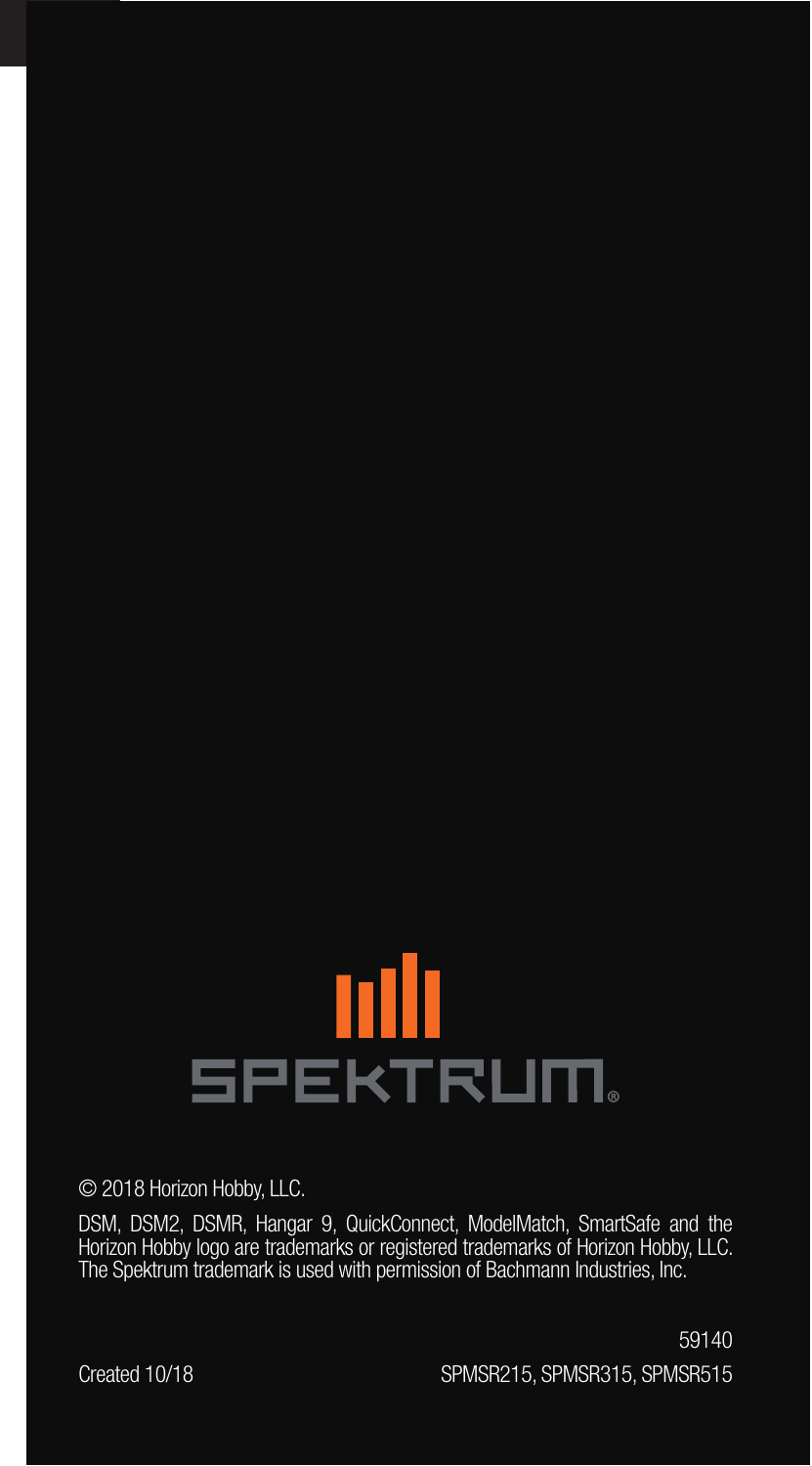SPEKTRUM®

© 2018 Horizon Hobby, LLC.

DSM, DSM2, DSMR, Hangar 9, QuickConnect, ModelMatch, SmartSafe and the Horizon Hobby logo are trademarks or registered trademarks of Horizon Hobby, LLC. The Spektrum trademark is used with permission of Bachmann Industries, Inc.

59140

Created 10/18

SPMSR215, SPMSR315, SPMSR515